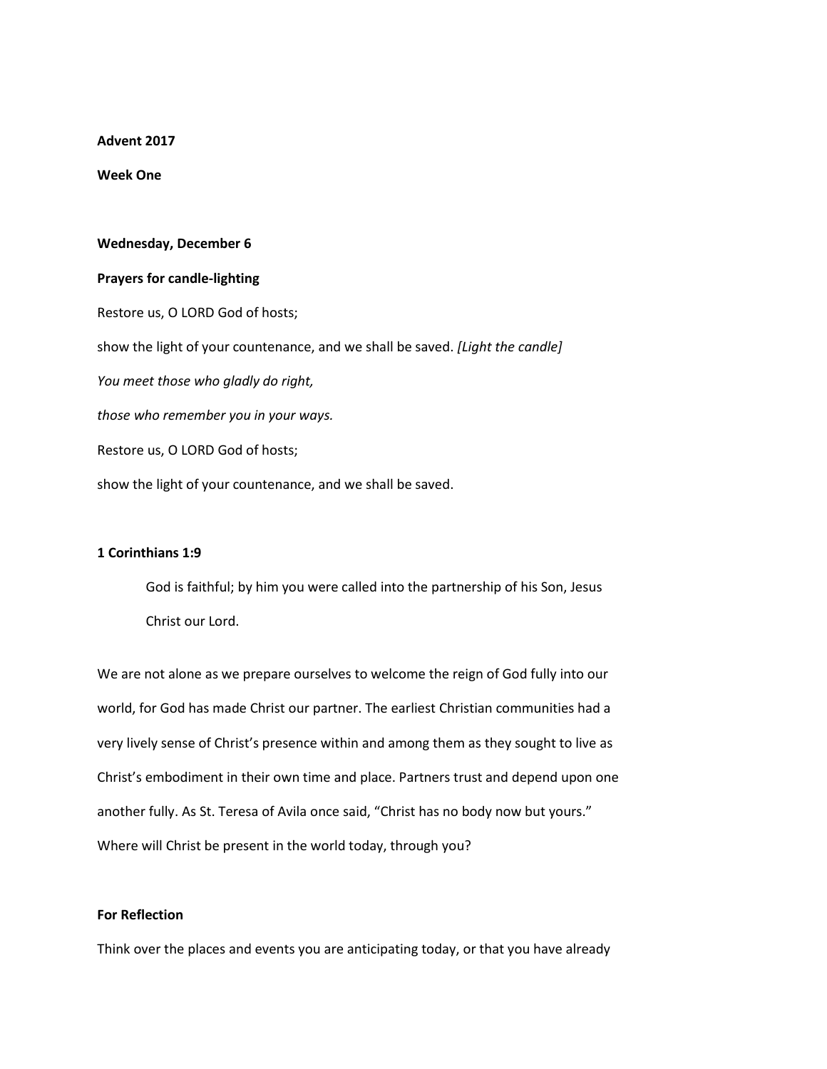**Advent 2017**

**Week One**

**Wednesday, December 6**

**Prayers for candle-lighting**

Restore us, O LORD God of hosts;

show the light of your countenance, and we shall be saved. *[Light the candle]*

*You meet those who gladly do right,*

*those who remember you in your ways.*

Restore us, O LORD God of hosts;

show the light of your countenance, and we shall be saved.

**1 Corinthians 1:9**

> God is faithful; by him you were called into the partnership of his Son, Jesus Christ our Lord.

We are not alone as we prepare ourselves to welcome the reign of God fully into our world, for God has made Christ our partner. The earliest Christian communities had a very lively sense of Christ's presence within and among them as they sought to live as Christ's embodiment in their own time and place. Partners trust and depend upon one another fully. As St. Teresa of Avila once said, "Christ has no body now but yours." Where will Christ be present in the world today, through you?

**For Reflection**

Think over the places and events you are anticipating today, or that you have already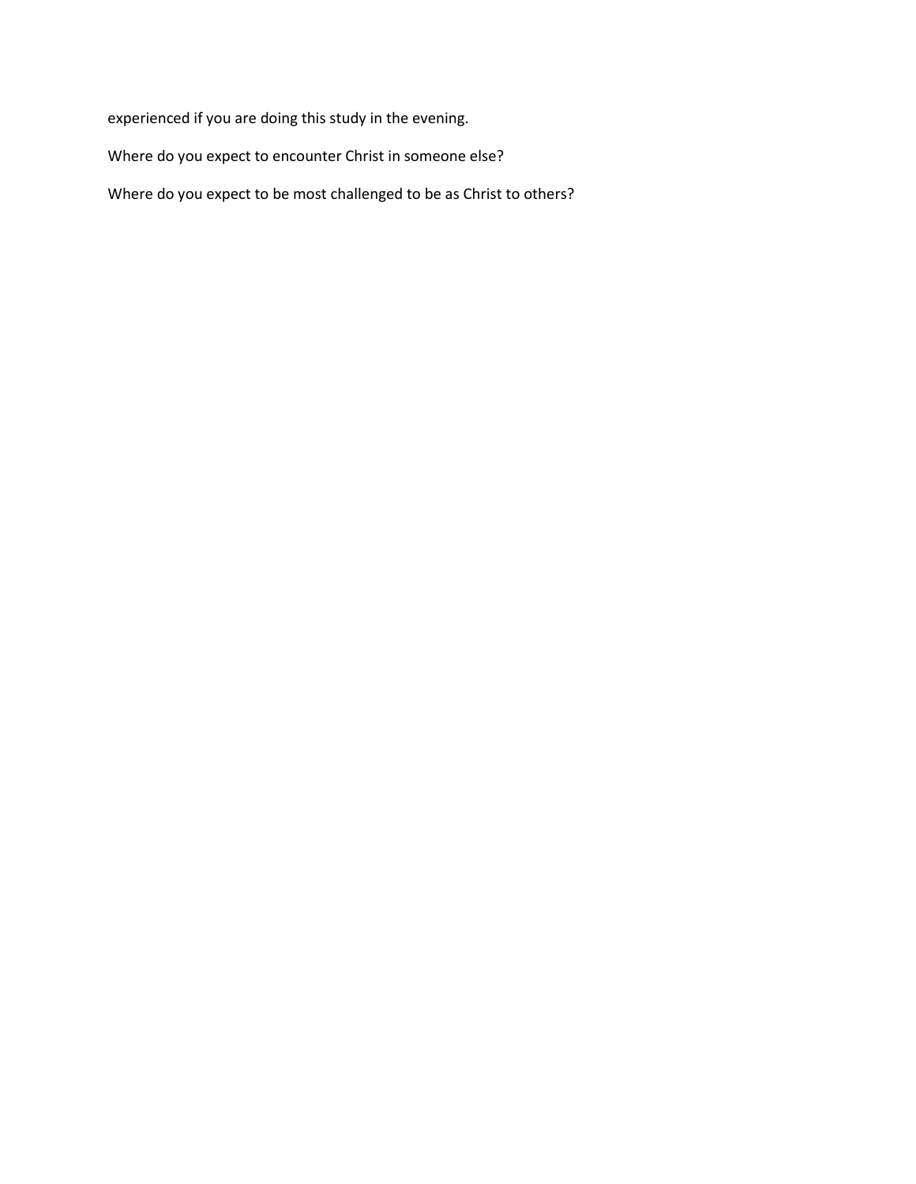experienced if you are doing this study in the evening.

Where do you expect to encounter Christ in someone else?

Where do you expect to be most challenged to be as Christ to others?